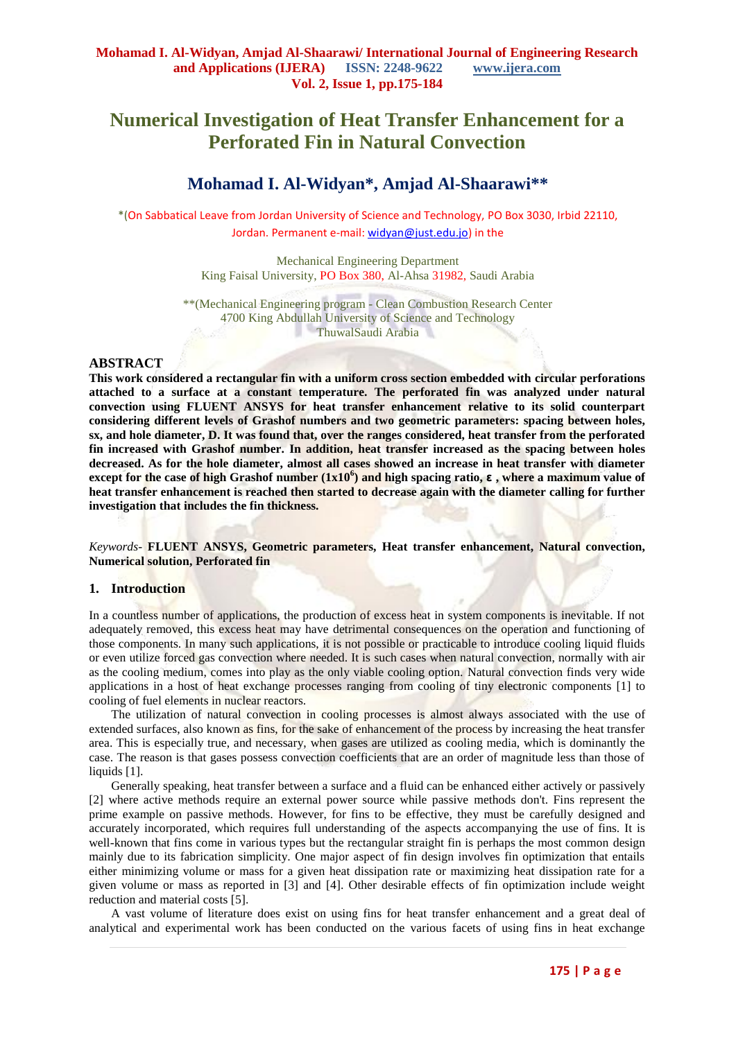# Numerical Investigation of Heat Transfer Enhancement for a Perforated Fin in Natural Convection

## Mohamad I. Al-Widyan*, Amjad Al-Shaarawi**

*(On Sabbatical Leave from Jordan University of Science and Technology, PO Box 3030, Irbid 22110, Jordan. Permanent e-mail: widyan@just.edu.jo) in the

Mechanical Engineering Department
King Faisal University, PO Box 380, Al-Ahsa 31982, Saudi Arabia

**(Mechanical Engineering program - Clean Combustion Research Center
4700 King Abdullah University of Science and Technology
ThuwalSaudi Arabia

## ABSTRACT

**This work considered a rectangular fin with a uniform cross section embedded with circular perforations attached to a surface at a constant temperature. The perforated fin was analyzed under natural convection using FLUENT ANSYS for heat transfer enhancement relative to its solid counterpart considering different levels of Grashof numbers and two geometric parameters: spacing between holes, sx, and hole diameter, D. It was found that, over the ranges considered, heat transfer from the perforated fin increased with Grashof number. In addition, heat transfer increased as the spacing between holes decreased. As for the hole diameter, almost all cases showed an increase in heat transfer with diameter except for the case of high Grashof number ($1x10^6$) and high spacing ratio, $\varepsilon$ , where a maximum value of heat transfer enhancement is reached then started to decrease again with the diameter calling for further investigation that includes the fin thickness.**

*Keywords-* **FLUENT ANSYS, Geometric parameters, Heat transfer enhancement, Natural convection, Numerical solution, Perforated fin**

## 1. Introduction

In a countless number of applications, the production of excess heat in system components is inevitable. If not adequately removed, this excess heat may have detrimental consequences on the operation and functioning of those components. In many such applications, it is not possible or practicable to introduce cooling liquid fluids or even utilize forced gas convection where needed. It is such cases when natural convection, normally with air as the cooling medium, comes into play as the only viable cooling option. Natural convection finds very wide applications in a host of heat exchange processes ranging from cooling of tiny electronic components [1] to cooling of fuel elements in nuclear reactors.

The utilization of natural convection in cooling processes is almost always associated with the use of extended surfaces, also known as fins, for the sake of enhancement of the process by increasing the heat transfer area. This is especially true, and necessary, when gases are utilized as cooling media, which is dominantly the case. The reason is that gases possess convection coefficients that are an order of magnitude less than those of liquids [1].

Generally speaking, heat transfer between a surface and a fluid can be enhanced either actively or passively [2] where active methods require an external power source while passive methods don't. Fins represent the prime example on passive methods. However, for fins to be effective, they must be carefully designed and accurately incorporated, which requires full understanding of the aspects accompanying the use of fins. It is well-known that fins come in various types but the rectangular straight fin is perhaps the most common design mainly due to its fabrication simplicity. One major aspect of fin design involves fin optimization that entails either minimizing volume or mass for a given heat dissipation rate or maximizing heat dissipation rate for a given volume or mass as reported in [3] and [4]. Other desirable effects of fin optimization include weight reduction and material costs [5].

A vast volume of literature does exist on using fins for heat transfer enhancement and a great deal of analytical and experimental work has been conducted on the various facets of using fins in heat exchange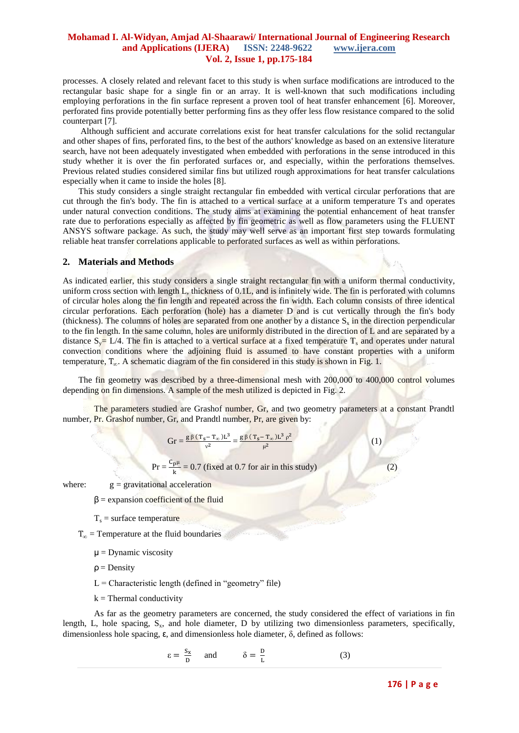processes. A closely related and relevant facet to this study is when surface modifications are introduced to the rectangular basic shape for a single fin or an array. It is well-known that such modifications including employing perforations in the fin surface represent a proven tool of heat transfer enhancement [6]. Moreover, perforated fins provide potentially better performing fins as they offer less flow resistance compared to the solid counterpart [7].

Although sufficient and accurate correlations exist for heat transfer calculations for the solid rectangular and other shapes of fins, perforated fins, to the best of the authors' knowledge as based on an extensive literature search, have not been adequately investigated when embedded with perforations in the sense introduced in this study whether it is over the fin perforated surfaces or, and especially, within the perforations themselves. Previous related studies considered similar fins but utilized rough approximations for heat transfer calculations especially when it came to inside the holes [8].

This study considers a single straight rectangular fin embedded with vertical circular perforations that are cut through the fin's body. The fin is attached to a vertical surface at a uniform temperature Ts and operates under natural convection conditions. The study aims at examining the potential enhancement of heat transfer rate due to perforations especially as affected by fin geometric as well as flow parameters using the FLUENT ANSYS software package. As such, the study may well serve as an important first step towards formulating reliable heat transfer correlations applicable to perforated surfaces as well as within perforations.

## 2. Materials and Methods

As indicated earlier, this study considers a single straight rectangular fin with a uniform thermal conductivity, uniform cross section with length L, thickness of 0.1L, and is infinitely wide. The fin is perforated with columns of circular holes along the fin length and repeated across the fin width. Each column consists of three identical circular perforations. Each perforation (hole) has a diameter D and is cut vertically through the fin's body (thickness). The columns of holes are separated from one another by a distance $S_x$ in the direction perpendicular to the fin length. In the same column, holes are uniformly distributed in the direction of L and are separated by a distance $S_y$= L/4. The fin is attached to a vertical surface at a fixed temperature $T_s$ and operates under natural convection conditions where the adjoining fluid is assumed to have constant properties with a uniform temperature, $T_\infty$. A schematic diagram of the fin considered in this study is shown in Fig. 1.

The fin geometry was described by a three-dimensional mesh with 200,000 to 400,000 control volumes depending on fin dimensions. A sample of the mesh utilized is depicted in Fig. 2.

The parameters studied are Grashof number, Gr, and two geometry parameters at a constant Prandtl number, Pr. Grashof number, Gr, and Prandtl number, Pr, are given by:

$$Gr = \frac{g\,\beta\,(T_s - T_\infty)L^3}{\nu^2} = \frac{g\,\beta\,(T_s - T_\infty)L^3\,\rho^2}{\mu^2} \qquad (1)$$

$$Pr = \frac{C_p\mu}{k} = 0.7 \text{ (fixed at 0.7 for air in this study)} \qquad (2)$$

where: g = gravitational acceleration

β = expansion coefficient of the fluid

$T_s$ = surface temperature

$T_\infty$ = Temperature at the fluid boundaries

μ = Dynamic viscosity

ρ = Density

L = Characteristic length (defined in "geometry" file)

k = Thermal conductivity

As far as the geometry parameters are concerned, the study considered the effect of variations in fin length, L, hole spacing, $S_x$, and hole diameter, D by utilizing two dimensionless parameters, specifically, dimensionless hole spacing, ε, and dimensionless hole diameter, δ, defined as follows:

$$\varepsilon = \frac{S_x}{D} \quad \text{and} \quad \delta = \frac{D}{L} \qquad (3)$$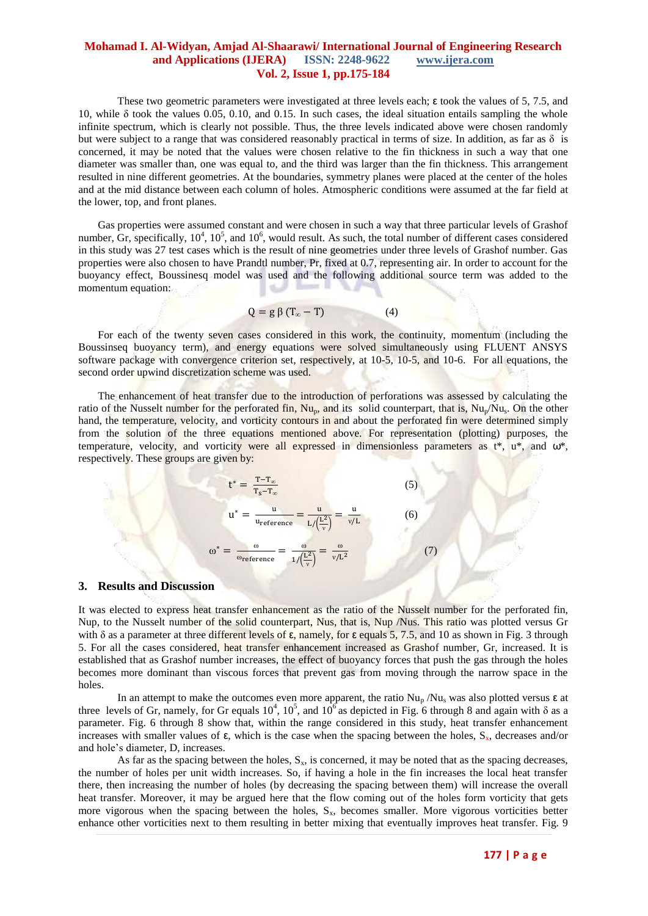These two geometric parameters were investigated at three levels each; ε took the values of 5, 7.5, and 10, while δ took the values 0.05, 0.10, and 0.15. In such cases, the ideal situation entails sampling the whole infinite spectrum, which is clearly not possible. Thus, the three levels indicated above were chosen randomly but were subject to a range that was considered reasonably practical in terms of size. In addition, as far as δ is concerned, it may be noted that the values were chosen relative to the fin thickness in such a way that one diameter was smaller than, one was equal to, and the third was larger than the fin thickness. This arrangement resulted in nine different geometries. At the boundaries, symmetry planes were placed at the center of the holes and at the mid distance between each column of holes. Atmospheric conditions were assumed at the far field at the lower, top, and front planes.

Gas properties were assumed constant and were chosen in such a way that three particular levels of Grashof number, Gr, specifically, $10^4$, $10^5$, and $10^6$, would result. As such, the total number of different cases considered in this study was 27 test cases which is the result of nine geometries under three levels of Grashof number. Gas properties were also chosen to have Prandtl number, Pr, fixed at 0.7, representing air. In order to account for the buoyancy effect, Boussinesq model was used and the following additional source term was added to the momentum equation:

$$Q = g\,\beta\,(T_\infty - T) \qquad (4)$$

For each of the twenty seven cases considered in this work, the continuity, momentum (including the Boussinseq buoyancy term), and energy equations were solved simultaneously using FLUENT ANSYS software package with convergence criterion set, respectively, at 10-5, 10-5, and 10-6. For all equations, the second order upwind discretization scheme was used.

The enhancement of heat transfer due to the introduction of perforations was assessed by calculating the ratio of the Nusselt number for the perforated fin, $Nu_p$, and its solid counterpart, that is, $Nu_p/Nu_s$. On the other hand, the temperature, velocity, and vorticity contours in and about the perforated fin were determined simply from the solution of the three equations mentioned above. For representation (plotting) purposes, the temperature, velocity, and vorticity were all expressed in dimensionless parameters as t*, u*, and ω*, respectively. These groups are given by:

$$t^* = \frac{T - T_\infty}{T_s - T_\infty} \qquad (5)$$

$$u^* = \frac{u}{u_{reference}} = \frac{u}{L/\left(\frac{L^2}{\nu}\right)} = \frac{u}{\nu/L} \qquad (6)$$

$$\omega^* = \frac{\omega}{\omega_{reference}} = \frac{\omega}{1/\left(\frac{L^2}{\nu}\right)} = \frac{\omega}{\nu/L^2} \qquad (7)$$

## 3. Results and Discussion

It was elected to express heat transfer enhancement as the ratio of the Nusselt number for the perforated fin, Nup, to the Nusselt number of the solid counterpart, Nus, that is, Nup /Nus. This ratio was plotted versus Gr with δ as a parameter at three different levels of ε, namely, for ε equals 5, 7.5, and 10 as shown in Fig. 3 through 5. For all the cases considered, heat transfer enhancement increased as Grashof number, Gr, increased. It is established that as Grashof number increases, the effect of buoyancy forces that push the gas through the holes becomes more dominant than viscous forces that prevent gas from moving through the narrow space in the holes.

In an attempt to make the outcomes even more apparent, the ratio $Nu_p/Nu_s$ was also plotted versus ε at three levels of Gr, namely, for Gr equals $10^4$, $10^5$, and $10^6$ as depicted in Fig. 6 through 8 and again with δ as a parameter. Fig. 6 through 8 show that, within the range considered in this study, heat transfer enhancement increases with smaller values of ε, which is the case when the spacing between the holes, $S_x$, decreases and/or and hole's diameter, D, increases.

As far as the spacing between the holes, $S_x$, is concerned, it may be noted that as the spacing decreases, the number of holes per unit width increases. So, if having a hole in the fin increases the local heat transfer there, then increasing the number of holes (by decreasing the spacing between them) will increase the overall heat transfer. Moreover, it may be argued here that the flow coming out of the holes form vorticity that gets more vigorous when the spacing between the holes, $S_x$, becomes smaller. More vigorous vorticities better enhance other vorticities next to them resulting in better mixing that eventually improves heat transfer. Fig. 9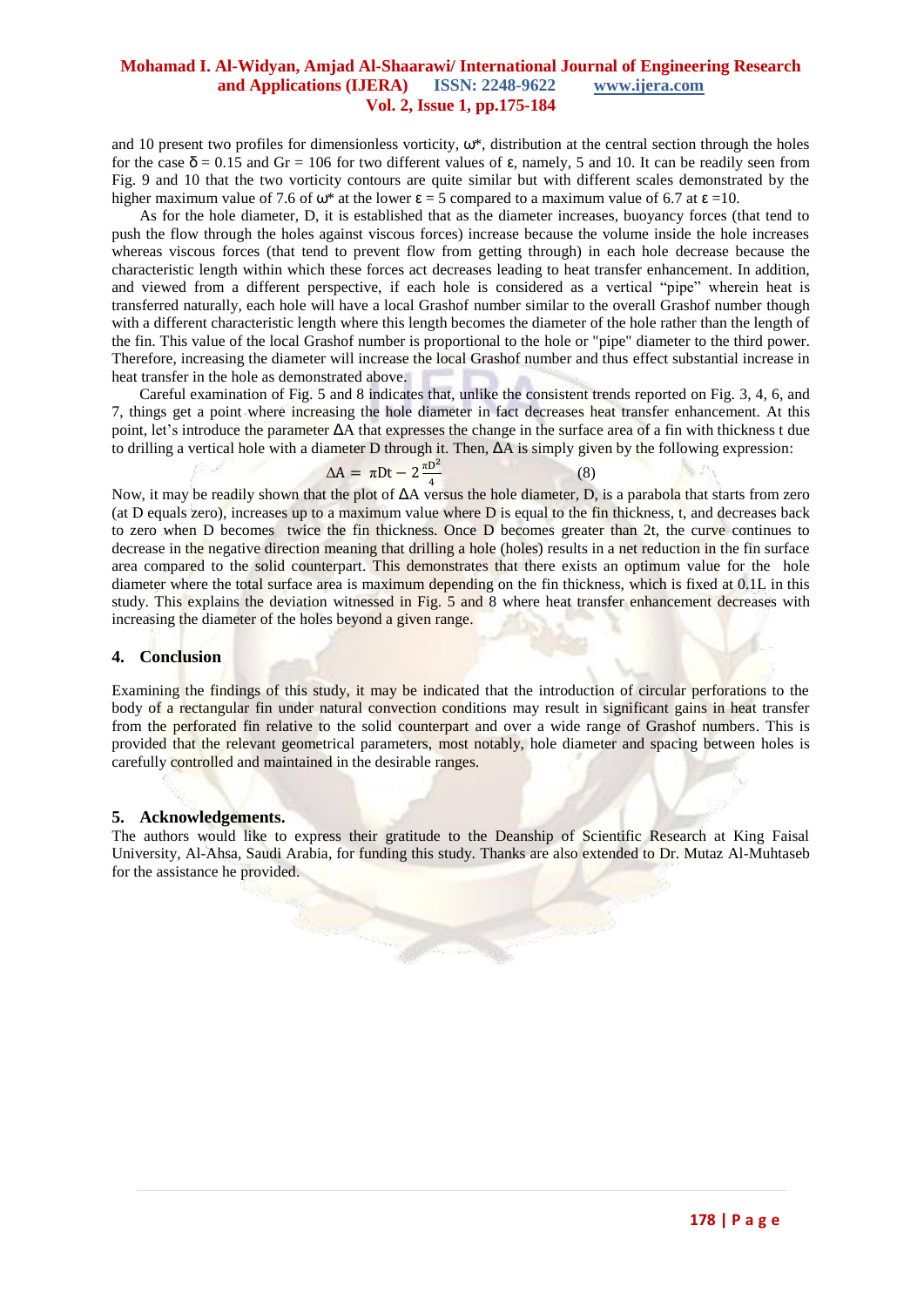and 10 present two profiles for dimensionless vorticity, $\omega^*$, distribution at the central section through the holes for the case $\delta = 0.15$ and Gr = 106 for two different values of $\varepsilon$, namely, 5 and 10. It can be readily seen from Fig. 9 and 10 that the two vorticity contours are quite similar but with different scales demonstrated by the higher maximum value of 7.6 of $\omega^*$ at the lower $\varepsilon = 5$ compared to a maximum value of 6.7 at $\varepsilon = 10$.

As for the hole diameter, D, it is established that as the diameter increases, buoyancy forces (that tend to push the flow through the holes against viscous forces) increase because the volume inside the hole increases whereas viscous forces (that tend to prevent flow from getting through) in each hole decrease because the characteristic length within which these forces act decreases leading to heat transfer enhancement. In addition, and viewed from a different perspective, if each hole is considered as a vertical "pipe" wherein heat is transferred naturally, each hole will have a local Grashof number similar to the overall Grashof number though with a different characteristic length where this length becomes the diameter of the hole rather than the length of the fin. This value of the local Grashof number is proportional to the hole or "pipe" diameter to the third power. Therefore, increasing the diameter will increase the local Grashof number and thus effect substantial increase in heat transfer in the hole as demonstrated above.

Careful examination of Fig. 5 and 8 indicates that, unlike the consistent trends reported on Fig. 3, 4, 6, and 7, things get a point where increasing the hole diameter in fact decreases heat transfer enhancement. At this point, let's introduce the parameter $\Delta A$ that expresses the change in the surface area of a fin with thickness t due to drilling a vertical hole with a diameter D through it. Then, $\Delta A$ is simply given by the following expression:

$$\Delta A = \pi D t - 2\frac{\pi D^2}{4} \qquad (8)$$

Now, it may be readily shown that the plot of $\Delta A$ versus the hole diameter, D, is a parabola that starts from zero (at D equals zero), increases up to a maximum value where D is equal to the fin thickness, t, and decreases back to zero when D becomes twice the fin thickness. Once D becomes greater than 2t, the curve continues to decrease in the negative direction meaning that drilling a hole (holes) results in a net reduction in the fin surface area compared to the solid counterpart. This demonstrates that there exists an optimum value for the hole diameter where the total surface area is maximum depending on the fin thickness, which is fixed at 0.1L in this study. This explains the deviation witnessed in Fig. 5 and 8 where heat transfer enhancement decreases with increasing the diameter of the holes beyond a given range.

## 4. Conclusion

Examining the findings of this study, it may be indicated that the introduction of circular perforations to the body of a rectangular fin under natural convection conditions may result in significant gains in heat transfer from the perforated fin relative to the solid counterpart and over a wide range of Grashof numbers. This is provided that the relevant geometrical parameters, most notably, hole diameter and spacing between holes is carefully controlled and maintained in the desirable ranges.

## 5. Acknowledgements.

The authors would like to express their gratitude to the Deanship of Scientific Research at King Faisal University, Al-Ahsa, Saudi Arabia, for funding this study. Thanks are also extended to Dr. Mutaz Al-Muhtaseb for the assistance he provided.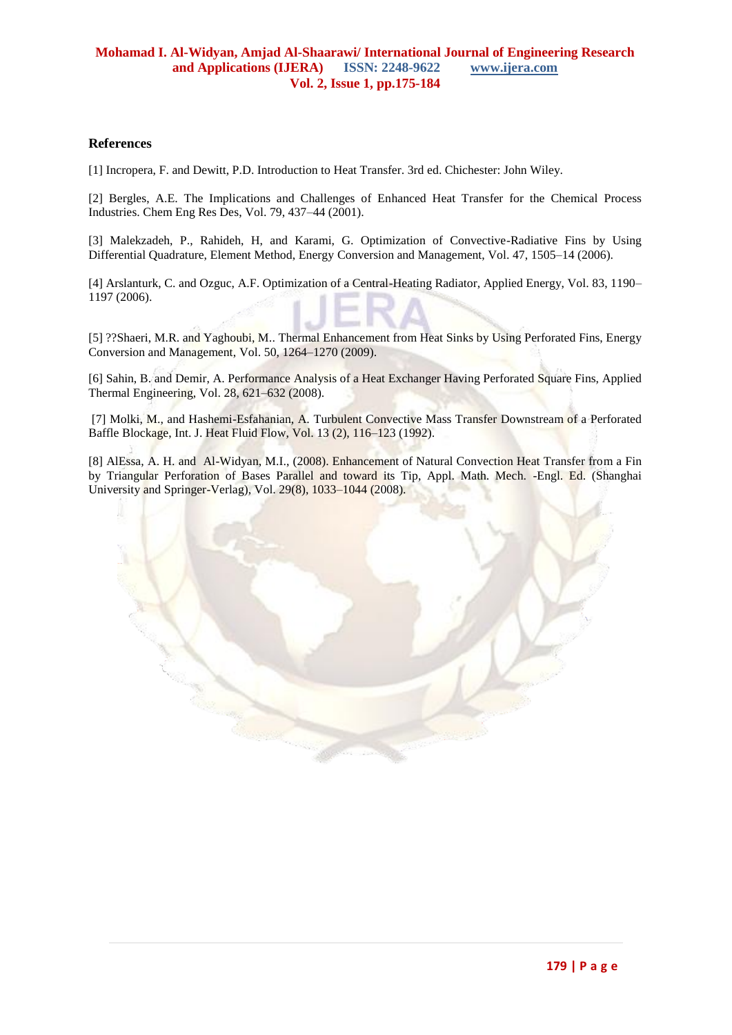## References

[1] Incropera, F. and Dewitt, P.D. Introduction to Heat Transfer. 3rd ed. Chichester: John Wiley.

[2] Bergles, A.E. The Implications and Challenges of Enhanced Heat Transfer for the Chemical Process Industries. Chem Eng Res Des, Vol. 79, 437–44 (2001).

[3] Malekzadeh, P., Rahideh, H, and Karami, G. Optimization of Convective-Radiative Fins by Using Differential Quadrature, Element Method, Energy Conversion and Management, Vol. 47, 1505–14 (2006).

[4] Arslanturk, C. and Ozguc, A.F. Optimization of a Central-Heating Radiator, Applied Energy, Vol. 83, 1190–1197 (2006).

[5] ??Shaeri, M.R. and Yaghoubi, M.. Thermal Enhancement from Heat Sinks by Using Perforated Fins, Energy Conversion and Management, Vol. 50, 1264–1270 (2009).

[6] Sahin, B. and Demir, A. Performance Analysis of a Heat Exchanger Having Perforated Square Fins, Applied Thermal Engineering, Vol. 28, 621–632 (2008).

[7] Molki, M., and Hashemi-Esfahanian, A. Turbulent Convective Mass Transfer Downstream of a Perforated Baffle Blockage, Int. J. Heat Fluid Flow, Vol. 13 (2), 116–123 (1992).

[8] AlEssa, A. H. and Al-Widyan, M.I., (2008). Enhancement of Natural Convection Heat Transfer from a Fin by Triangular Perforation of Bases Parallel and toward its Tip, Appl. Math. Mech. -Engl. Ed. (Shanghai University and Springer-Verlag), Vol. 29(8), 1033–1044 (2008).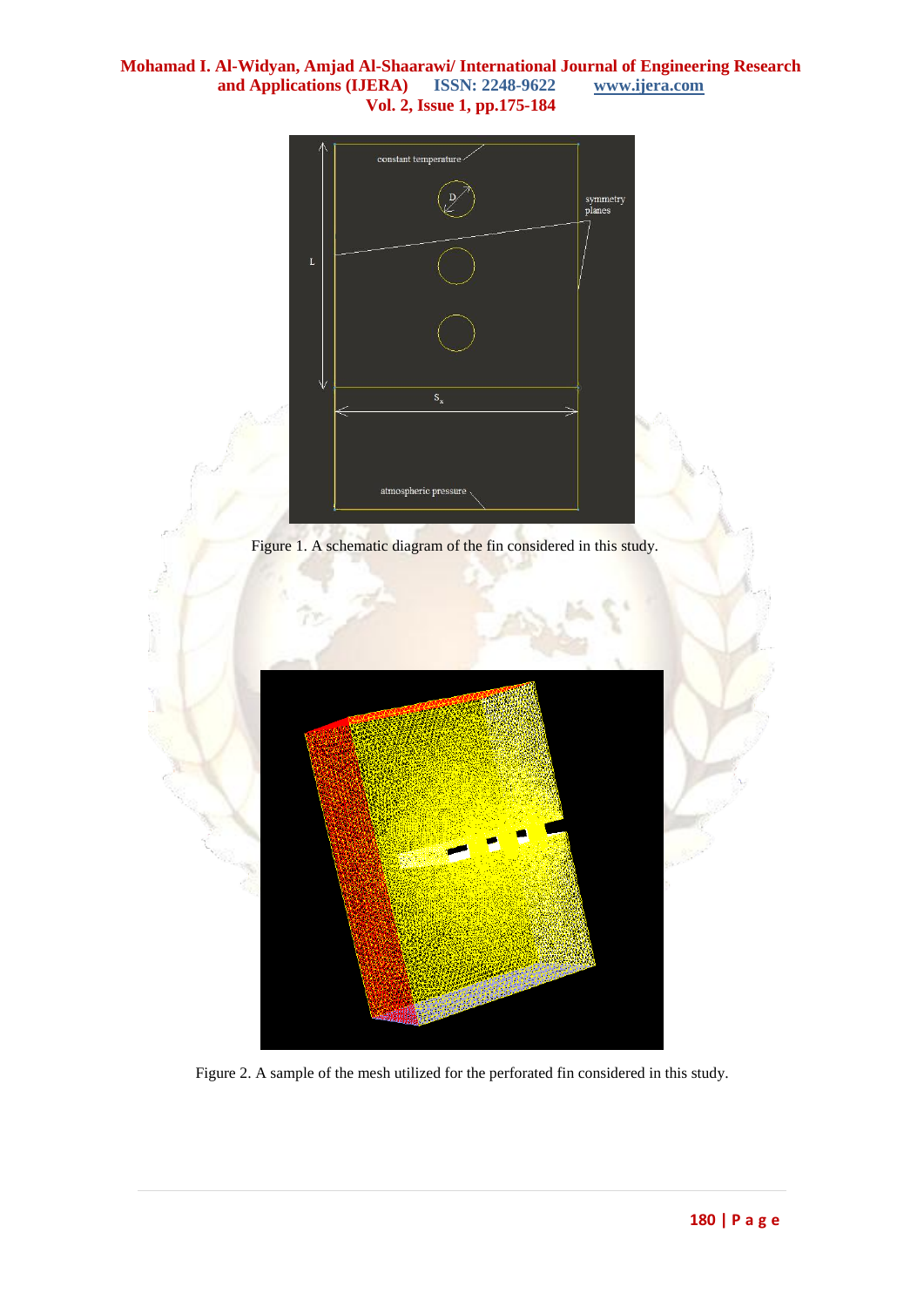Figure 1. A schematic diagram of the fin considered in this study.

Figure 2. A sample of the mesh utilized for the perforated fin considered in this study.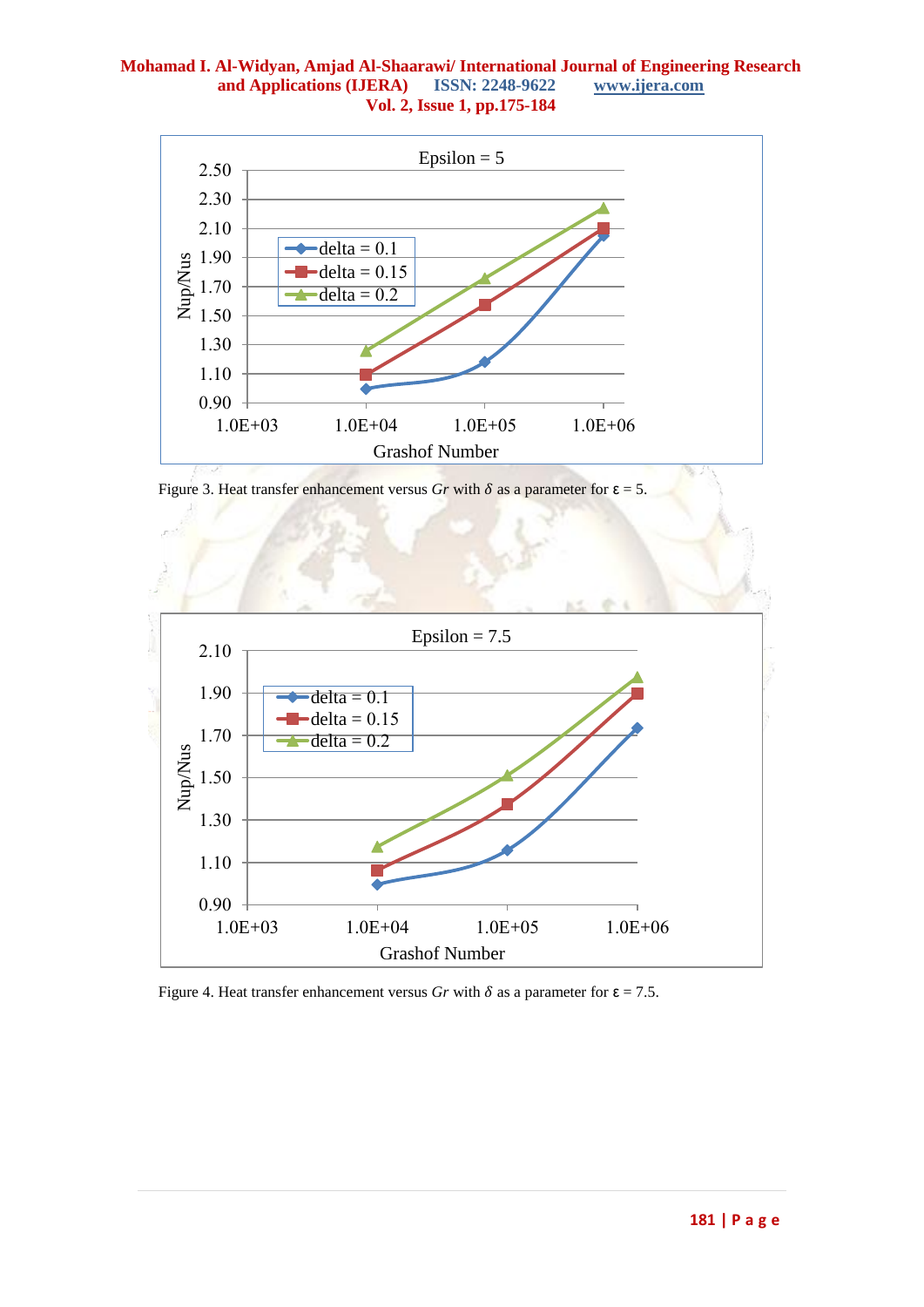Figure 3. Heat transfer enhancement versus *Gr* with $\delta$ as a parameter for $\varepsilon = 5$.

Figure 4. Heat transfer enhancement versus *Gr* with $\delta$ as a parameter for $\varepsilon = 7.5$.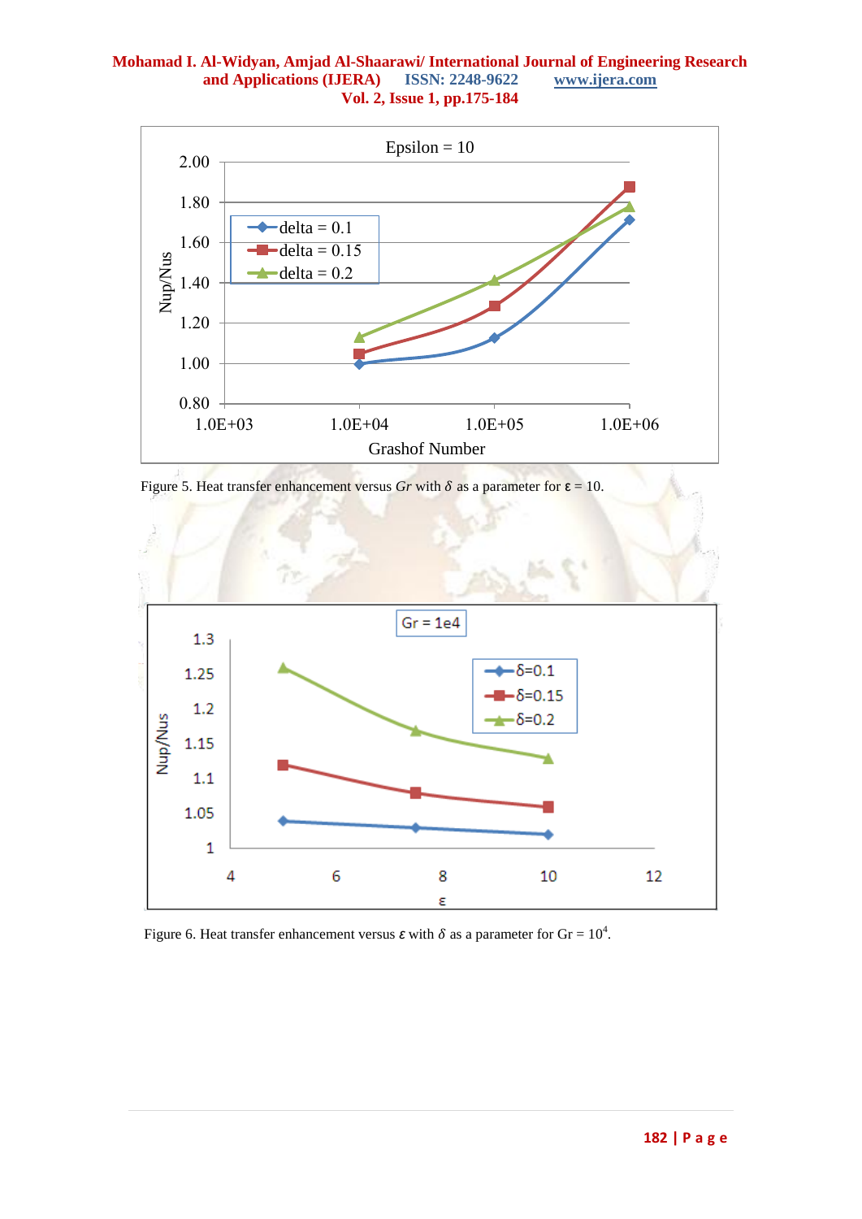Figure 5. Heat transfer enhancement versus *Gr* with $\delta$ as a parameter for $\varepsilon$ = 10.

Figure 6. Heat transfer enhancement versus $\varepsilon$ with $\delta$ as a parameter for Gr = $10^4$.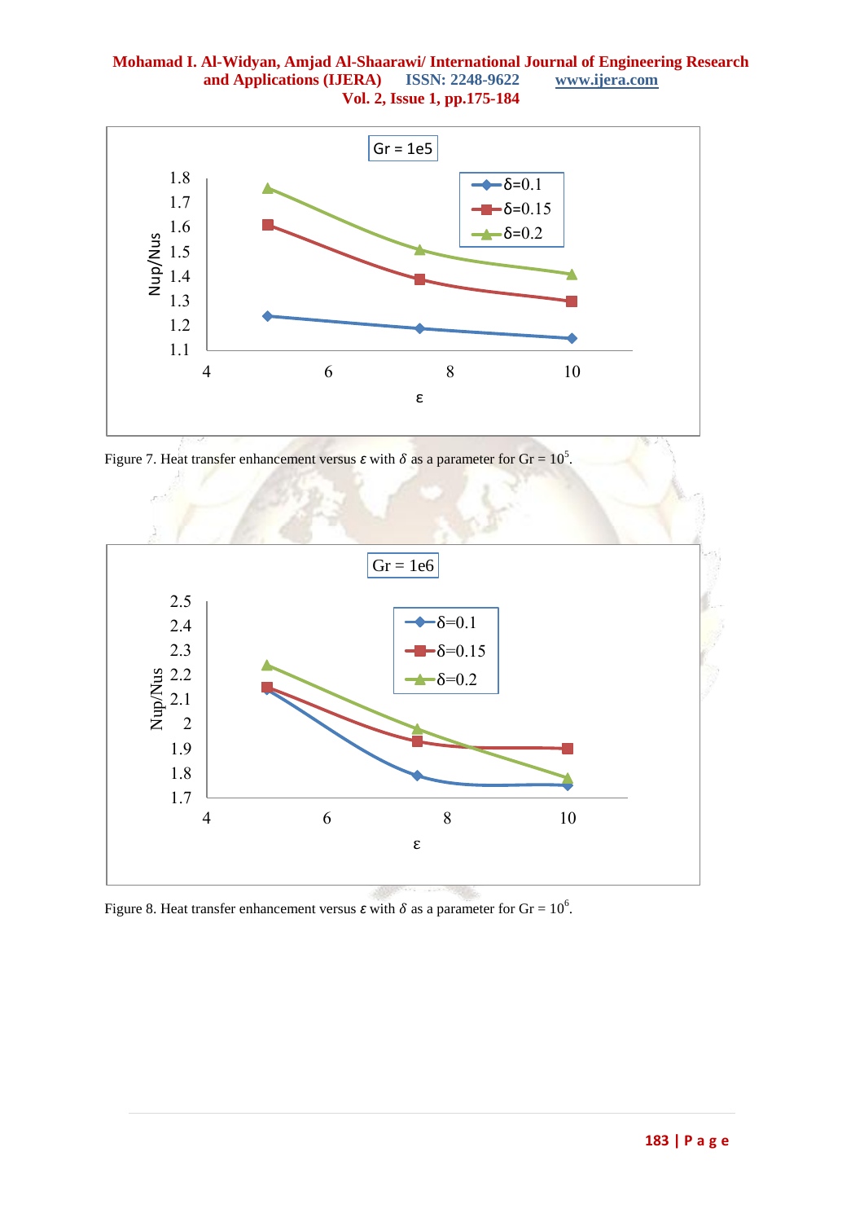Figure 7. Heat transfer enhancement versus $\varepsilon$ with $\delta$ as a parameter for Gr = $10^5$.

Figure 8. Heat transfer enhancement versus $\varepsilon$ with $\delta$ as a parameter for Gr = $10^6$.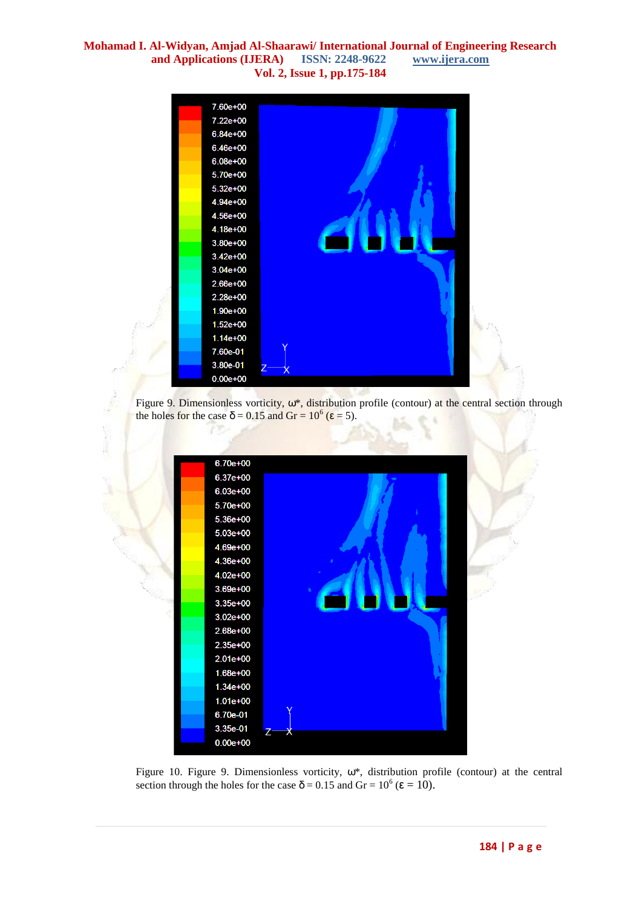7.60e+00
7.22e+00
6.84e+00
6.46e+00
6.08e+00
5.70e+00
5.32e+00
4.94e+00
4.56e+00
4.18e+00
3.80e+00
3.42e+00
3.04e+00
2.66e+00
2.28e+00
1.90e+00
1.52e+00
1.14e+00
7.60e-01
3.80e-01
0.00e+00

Y
Z X

Figure 9. Dimensionless vorticity, $\omega^*$, distribution profile (contour) at the central section through the holes for the case $\delta = 0.15$ and $Gr = 10^6$ ($\varepsilon = 5$).

6.70e+00
6.37e+00
6.03e+00
5.70e+00
5.36e+00
5.03e+00
4.69e+00
4.36e+00
4.02e+00
3.69e+00
3.35e+00
3.02e+00
2.68e+00
2.35e+00
2.01e+00
1.68e+00
1.34e+00
1.01e+00
6.70e-01
3.35e-01
0.00e+00

Y
Z X

Figure 10. Figure 9. Dimensionless vorticity, $\omega^*$, distribution profile (contour) at the central section through the holes for the case $\delta = 0.15$ and $Gr = 10^6$ ($\varepsilon = 10$).